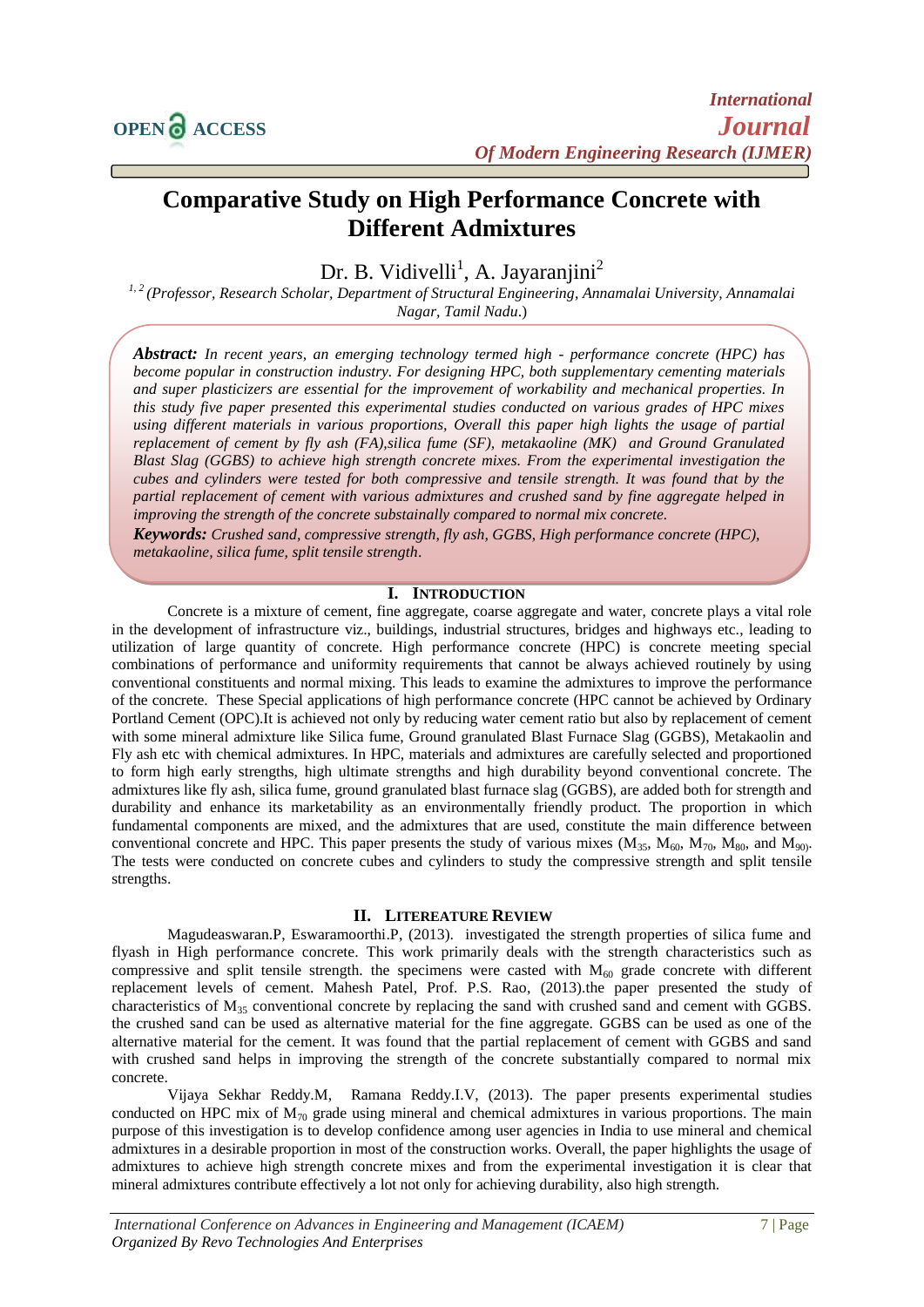# Comparative Study on High Performance Concrete with Different Admixtures

Dr. B. Vidivelli[1], A. Jayaranjini[2]

[1, 2] *(Professor, Research Scholar, Department of Structural Engineering, Annamalai University, Annamalai Nagar, Tamil Nadu.)*

***Abstract:*** *In recent years, an emerging technology termed high - performance concrete (HPC) has become popular in construction industry. For designing HPC, both supplementary cementing materials and super plasticizers are essential for the improvement of workability and mechanical properties. In this study five paper presented this experimental studies conducted on various grades of HPC mixes using different materials in various proportions, Overall this paper high lights the usage of partial replacement of cement by fly ash (FA),silica fume (SF), metakaoline (MK) and Ground Granulated Blast Slag (GGBS) to achieve high strength concrete mixes. From the experimental investigation the cubes and cylinders were tested for both compressive and tensile strength. It was found that by the partial replacement of cement with various admixtures and crushed sand by fine aggregate helped in improving the strength of the concrete substainally compared to normal mix concrete.*

***Keywords:*** *Crushed sand, compressive strength, fly ash, GGBS, High performance concrete (HPC), metakaoline, silica fume, split tensile strength.*

## I. Introduction

Concrete is a mixture of cement, fine aggregate, coarse aggregate and water, concrete plays a vital role in the development of infrastructure viz., buildings, industrial structures, bridges and highways etc., leading to utilization of large quantity of concrete. High performance concrete (HPC) is concrete meeting special combinations of performance and uniformity requirements that cannot be always achieved routinely by using conventional constituents and normal mixing. This leads to examine the admixtures to improve the performance of the concrete. These Special applications of high performance concrete (HPC cannot be achieved by Ordinary Portland Cement (OPC).It is achieved not only by reducing water cement ratio but also by replacement of cement with some mineral admixture like Silica fume, Ground granulated Blast Furnace Slag (GGBS), Metakaolin and Fly ash etc with chemical admixtures. In HPC, materials and admixtures are carefully selected and proportioned to form high early strengths, high ultimate strengths and high durability beyond conventional concrete. The admixtures like fly ash, silica fume, ground granulated blast furnace slag (GGBS), are added both for strength and durability and enhance its marketability as an environmentally friendly product. The proportion in which fundamental components are mixed, and the admixtures that are used, constitute the main difference between conventional concrete and HPC. This paper presents the study of various mixes ($M_{35}$, $M_{60}$, $M_{70}$, $M_{80}$, and $M_{90}$). The tests were conducted on concrete cubes and cylinders to study the compressive strength and split tensile strengths.

## II. Litereature Review

Magudeaswaran.P, Eswaramoorthi.P, (2013). investigated the strength properties of silica fume and flyash in High performance concrete. This work primarily deals with the strength characteristics such as compressive and split tensile strength. the specimens were casted with $M_{60}$ grade concrete with different replacement levels of cement. Mahesh Patel, Prof. P.S. Rao, (2013).the paper presented the study of characteristics of $M_{35}$ conventional concrete by replacing the sand with crushed sand and cement with GGBS. the crushed sand can be used as alternative material for the fine aggregate. GGBS can be used as one of the alternative material for the cement. It was found that the partial replacement of cement with GGBS and sand with crushed sand helps in improving the strength of the concrete substantially compared to normal mix concrete.

Vijaya Sekhar Reddy.M, Ramana Reddy.I.V, (2013). The paper presents experimental studies conducted on HPC mix of $M_{70}$ grade using mineral and chemical admixtures in various proportions. The main purpose of this investigation is to develop confidence among user agencies in India to use mineral and chemical admixtures in a desirable proportion in most of the construction works. Overall, the paper highlights the usage of admixtures to achieve high strength concrete mixes and from the experimental investigation it is clear that mineral admixtures contribute effectively a lot not only for achieving durability, also high strength.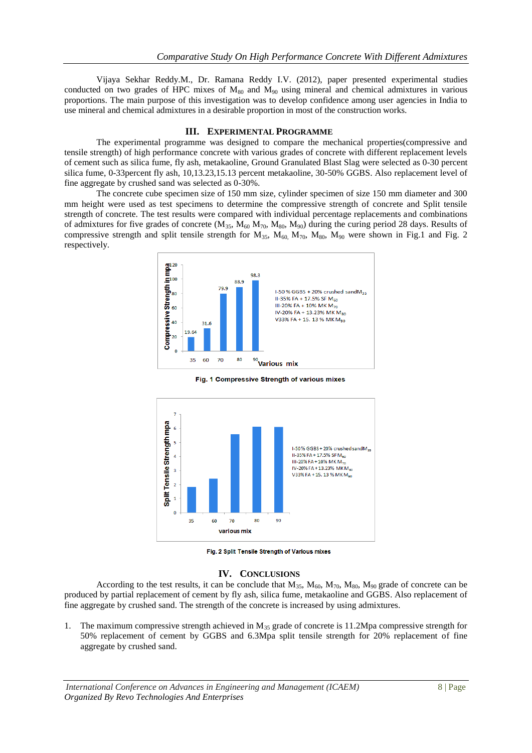Vijaya Sekhar Reddy.M., Dr. Ramana Reddy I.V. (2012), paper presented experimental studies conducted on two grades of HPC mixes of $M_{80}$ and $M_{90}$ using mineral and chemical admixtures in various proportions. The main purpose of this investigation was to develop confidence among user agencies in India to use mineral and chemical admixtures in a desirable proportion in most of the construction works.

## III. EXPERIMENTAL PROGRAMME

The experimental programme was designed to compare the mechanical properties(compressive and tensile strength) of high performance concrete with various grades of concrete with different replacement levels of cement such as silica fume, fly ash, metakaoline, Ground Granulated Blast Slag were selected as 0-30 percent silica fume, 0-33percent fly ash, 10,13.23,15.13 percent metakaoline, 30-50% GGBS. Also replacement level of fine aggregate by crushed sand was selected as 0-30%.

The concrete cube specimen size of 150 mm size, cylinder specimen of size 150 mm diameter and 300 mm height were used as test specimens to determine the compressive strength of concrete and Split tensile strength of concrete. The test results were compared with individual percentage replacements and combinations of admixtures for five grades of concrete ($M_{35}$, $M_{60}$ $M_{70}$, $M_{80}$, $M_{90}$) during the curing period 28 days. Results of compressive strength and split tensile strength for $M_{35}$, $M_{60,}$ $M_{70}$, $M_{80}$, $M_{90}$ were shown in Fig.1 and Fig. 2 respectively.

| Various mix | Compressive Strength in mpa |
|---|---|
| 35 | 19.64 |
| 60 | 31.6 |
| 70 | 79.9 |
| 80 | 88.9 |
| 90 | 98.3 |

I-50 % GGBS + 20% crushed sand$M_{35}$
II-35% FA + 17.5% SF $M_{60}$
III-20% FA + 10% MK $M_{70}$
IV-20% FA + 13.23% MK $M_{80}$
V33% FA + 15. 13 % MK $M_{90}$

**Fig. 1 Compressive Strength of various mixes**

I-50% GGBS + 20% crushed sand$M_{35}$
II-35% FA + 17.5% SF $M_{60}$
III-20% FA + 10% MK $M_{70}$
IV-20% FA + 13.23% MK $M_{80}$
V33% FA + 15. 13 % MK $M_{90}$

**Fig. 2 Split Tensile Strength of Various mixes**

## IV. CONCLUSIONS

According to the test results, it can be conclude that $M_{35}$, $M_{60}$, $M_{70}$, $M_{80}$, $M_{90}$ grade of concrete can be produced by partial replacement of cement by fly ash, silica fume, metakaoline and GGBS. Also replacement of fine aggregate by crushed sand. The strength of the concrete is increased by using admixtures.

1. The maximum compressive strength achieved in $M_{35}$ grade of concrete is 11.2Mpa compressive strength for 50% replacement of cement by GGBS and 6.3Mpa split tensile strength for 20% replacement of fine aggregate by crushed sand.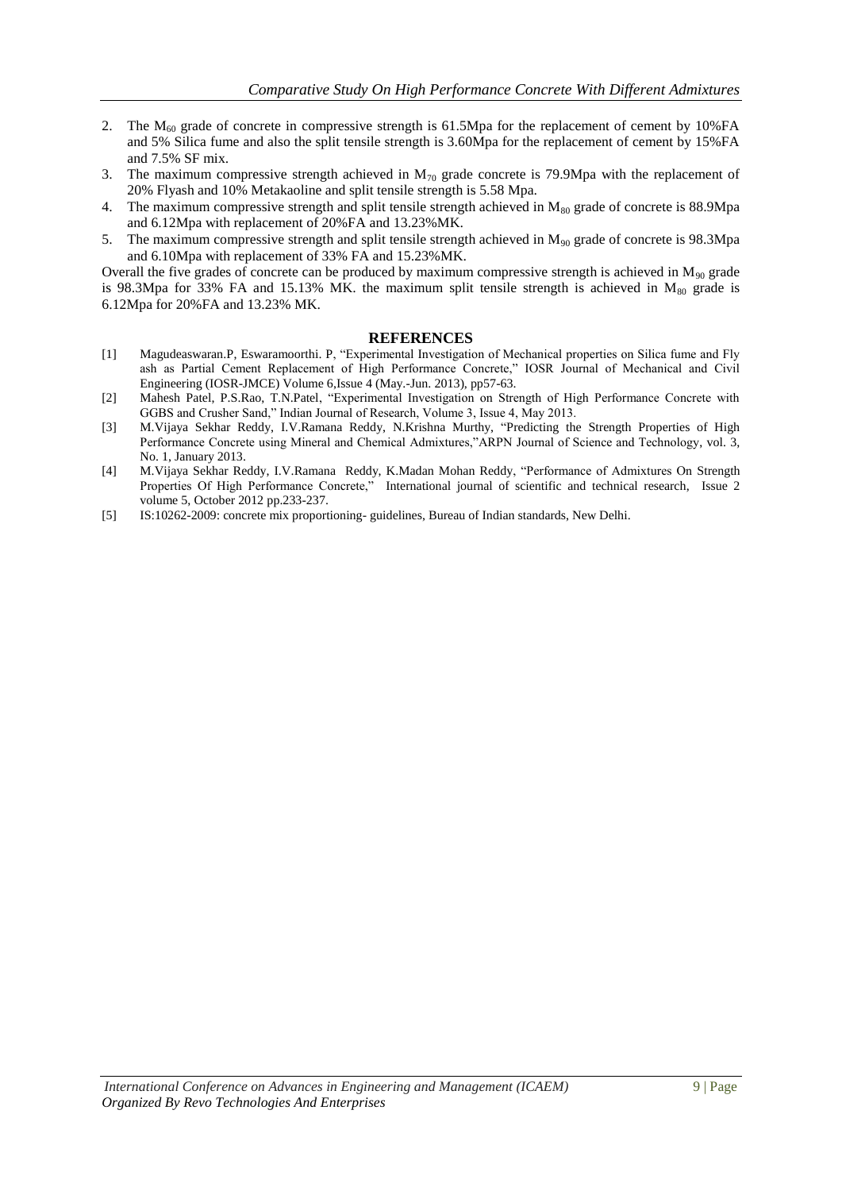2. The $M_{60}$ grade of concrete in compressive strength is 61.5Mpa for the replacement of cement by 10%FA and 5% Silica fume and also the split tensile strength is 3.60Mpa for the replacement of cement by 15%FA and 7.5% SF mix.
3. The maximum compressive strength achieved in $M_{70}$ grade concrete is 79.9Mpa with the replacement of 20% Flyash and 10% Metakaoline and split tensile strength is 5.58 Mpa.
4. The maximum compressive strength and split tensile strength achieved in $M_{80}$ grade of concrete is 88.9Mpa and 6.12Mpa with replacement of 20%FA and 13.23%MK.
5. The maximum compressive strength and split tensile strength achieved in $M_{90}$ grade of concrete is 98.3Mpa and 6.10Mpa with replacement of 33% FA and 15.23%MK.

Overall the five grades of concrete can be produced by maximum compressive strength is achieved in $M_{90}$ grade is 98.3Mpa for 33% FA and 15.13% MK. the maximum split tensile strength is achieved in $M_{80}$ grade is 6.12Mpa for 20%FA and 13.23% MK.

## REFERENCES

[1] Magudeaswaran.P, Eswaramoorthi. P, "Experimental Investigation of Mechanical properties on Silica fume and Fly ash as Partial Cement Replacement of High Performance Concrete," IOSR Journal of Mechanical and Civil Engineering (IOSR-JMCE) Volume 6,Issue 4 (May.-Jun. 2013), pp57-63.

[2] Mahesh Patel, P.S.Rao, T.N.Patel, "Experimental Investigation on Strength of High Performance Concrete with GGBS and Crusher Sand," Indian Journal of Research, Volume 3, Issue 4, May 2013.

[3] M.Vijaya Sekhar Reddy, I.V.Ramana Reddy, N.Krishna Murthy, "Predicting the Strength Properties of High Performance Concrete using Mineral and Chemical Admixtures,"ARPN Journal of Science and Technology, vol. 3, No. 1, January 2013.

[4] M.Vijaya Sekhar Reddy, I.V.Ramana Reddy, K.Madan Mohan Reddy, "Performance of Admixtures On Strength Properties Of High Performance Concrete," International journal of scientific and technical research, Issue 2 volume 5, October 2012 pp.233-237.

[5] IS:10262-2009: concrete mix proportioning- guidelines, Bureau of Indian standards, New Delhi.